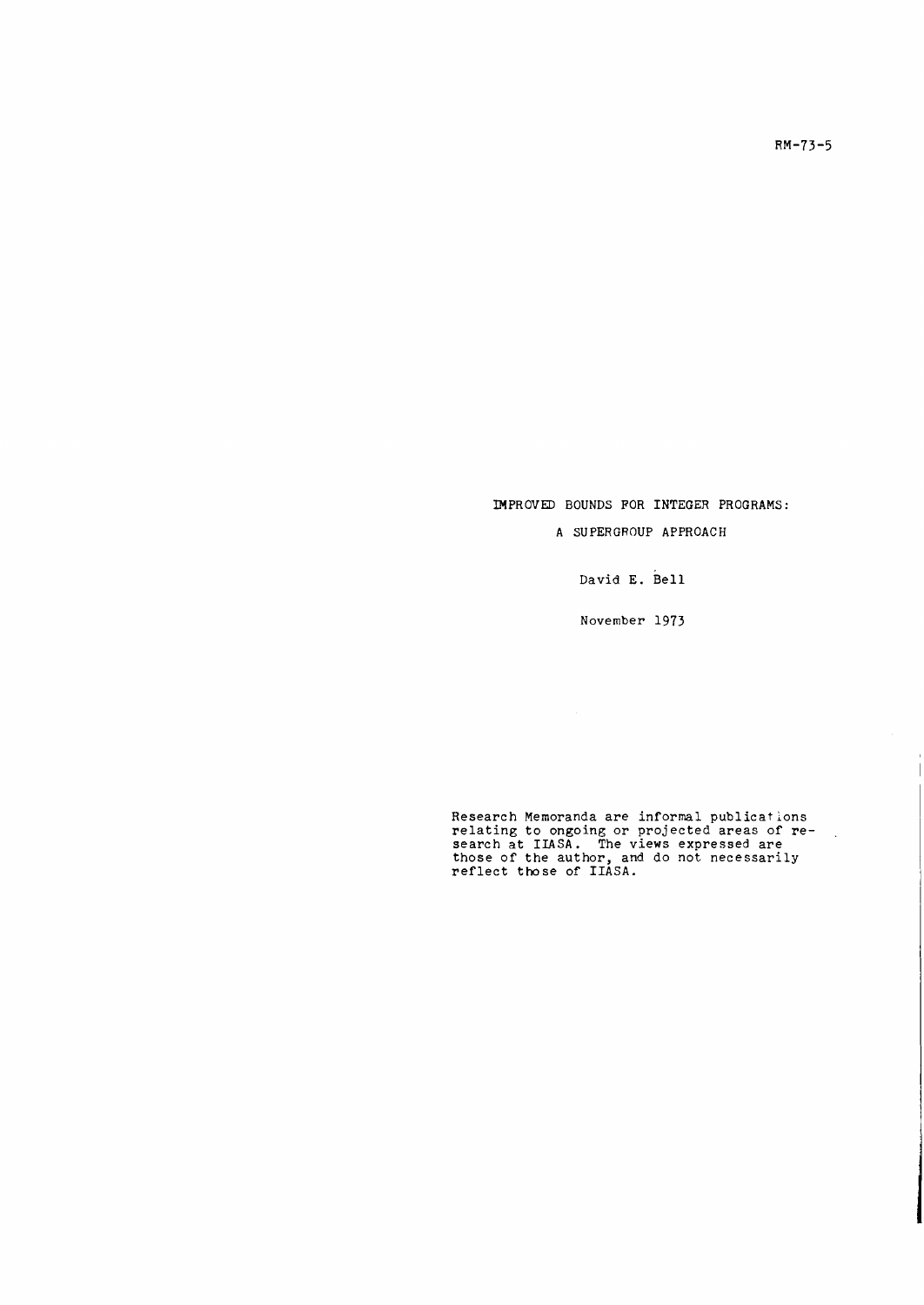RM-73-5

# IMPROVED BOUNDS FOR INTEGER PROGRAMS:

## A SUPERGROUP APPROACH

David E. Bell

November 1973

Research Memoranda are informal publications relating to ongoing or projected areas of research at IIASA. The views expressed are those of the author, and do not necessarily reflect those of IIASA.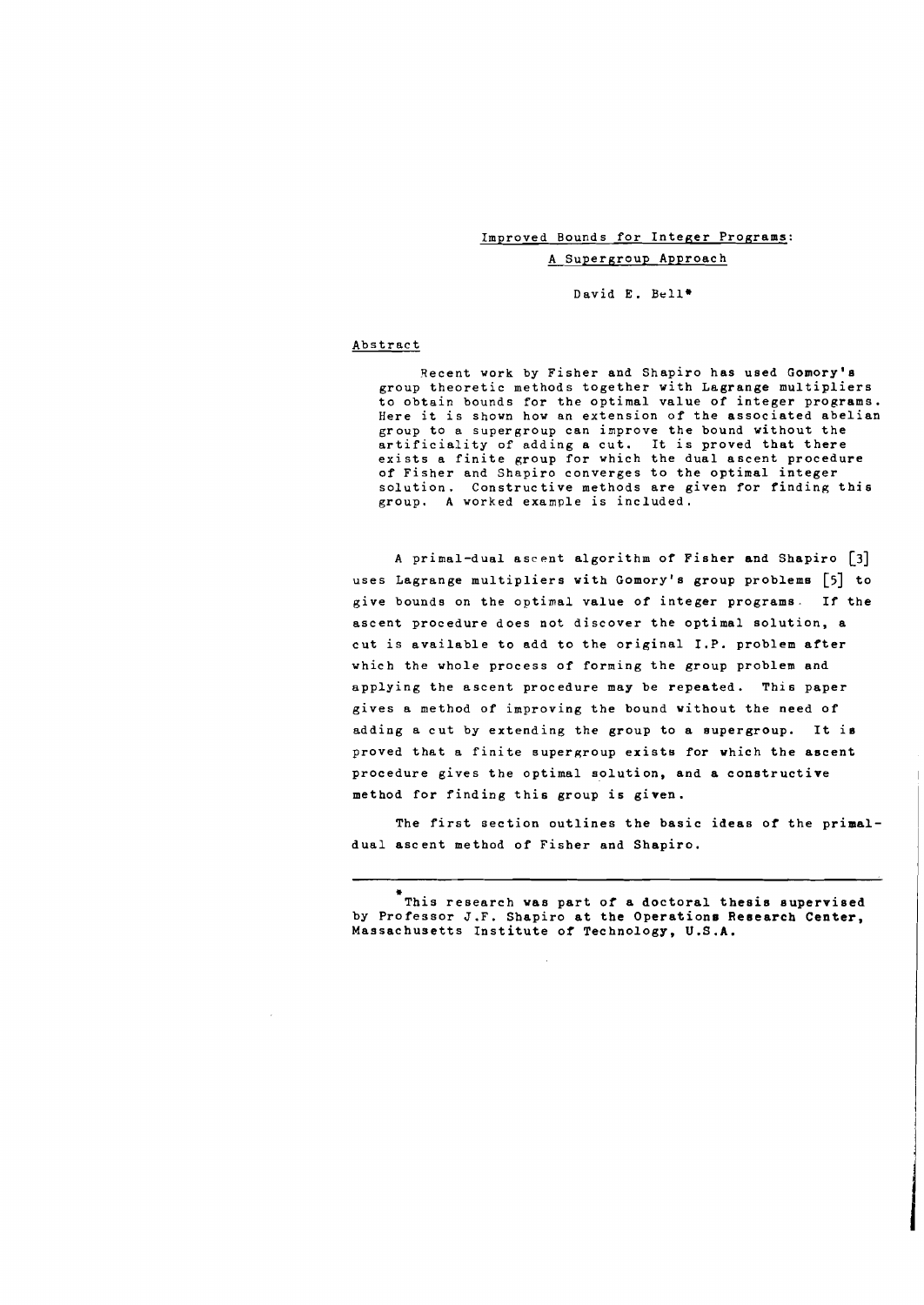# Improved Bounds for Integer Programs:

## A Supergroup Approach

David E. Bell*

### Abstract

Recent work by Fisher and Shapiro has used Gomory's group theoretic methods together with Lagrange multipliers to obtain bounds for the optimal value of integer programs. Here it is shown how an extension of the associated abelian group to a supergroup can improve the bound without the artificiality of adding a cut. It is proved that there exists a finite group for which the dual ascent procedure of Fisher and Shapiro converges to the optimal integer solution. Constructive methods are given for finding this group. A worked example is included.

A primal-dual ascent algorithm of Fisher and Shapiro [3] uses Lagrange multipliers with Gomory's group problems [5] to give bounds on the optimal value of integer programs. If the ascent procedure does not discover the optimal solution, a cut is available to add to the original I.P. problem after which the whole process of forming the group problem and applying the ascent procedure may be repeated. This paper gives a method of improving the bound without the need of adding a cut by extending the group to a supergroup. It is proved that a finite supergroup exists for which the ascent procedure gives the optimal solution, and a constructive method for finding this group is given.

The first section outlines the basic ideas of the primal-dual ascent method of Fisher and Shapiro.

---

*This research was part of a doctoral thesis supervised by Professor J.F. Shapiro at the Operations Research Center, Massachusetts Institute of Technology, U.S.A.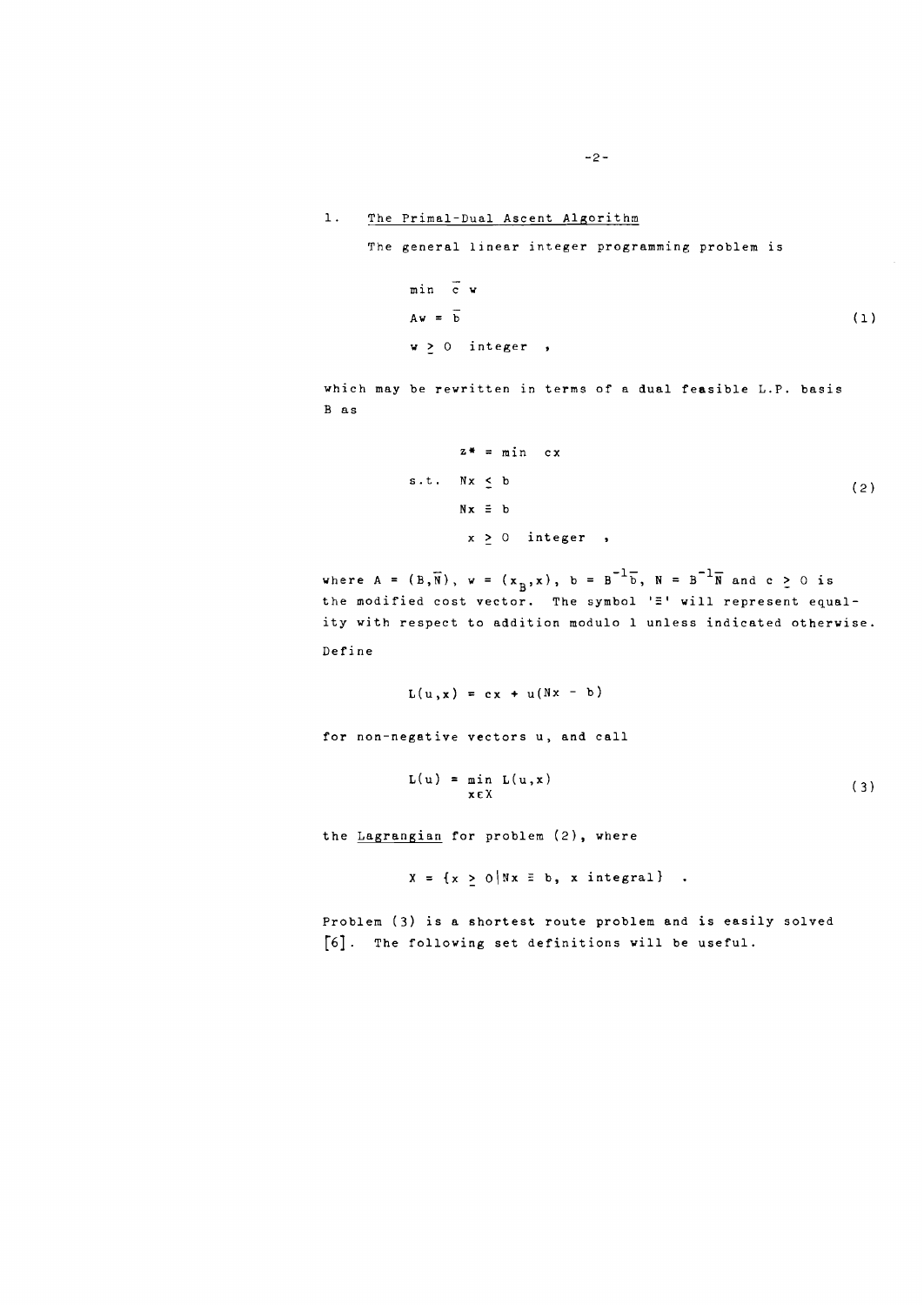## 1. The Primal-Dual Ascent Algorithm

The general linear integer programming problem is

$$
\begin{aligned}
&\min \; \bar{c}\, w \\
&A w = \bar{b} \\
&w \geq 0 \;\; \text{integer} \;\; ,
\end{aligned}
\tag{1}
$$

which may be rewritten in terms of a dual feasible L.P. basis B as

$$
\begin{aligned}
z^* &= \min \;\; cx \\
\text{s.t.} \;\; & Nx \leq b \\
& Nx \equiv b \\
& x \geq 0 \;\; \text{integer} \;\; ,
\end{aligned}
\tag{2}
$$

where $A = (B,\bar{N})$, $w = (x_B, x)$, $b = B^{-1}\bar{b}$, $N = B^{-1}\bar{N}$ and $c \geq 0$ is the modified cost vector. The symbol '$\equiv$' will represent equality with respect to addition modulo 1 unless indicated otherwise. Define

$$L(u,x) = cx + u(Nx - b)$$

for non-negative vectors u, and call

$$L(u) = \min_{x \in X} L(u,x) \tag{3}$$

the Lagrangian for problem (2), where

$$X = \{x \geq 0 \mid Nx \equiv b, \; x \text{ integral}\} \;\; .$$

Problem (3) is a shortest route problem and is easily solved [6]. The following set definitions will be useful.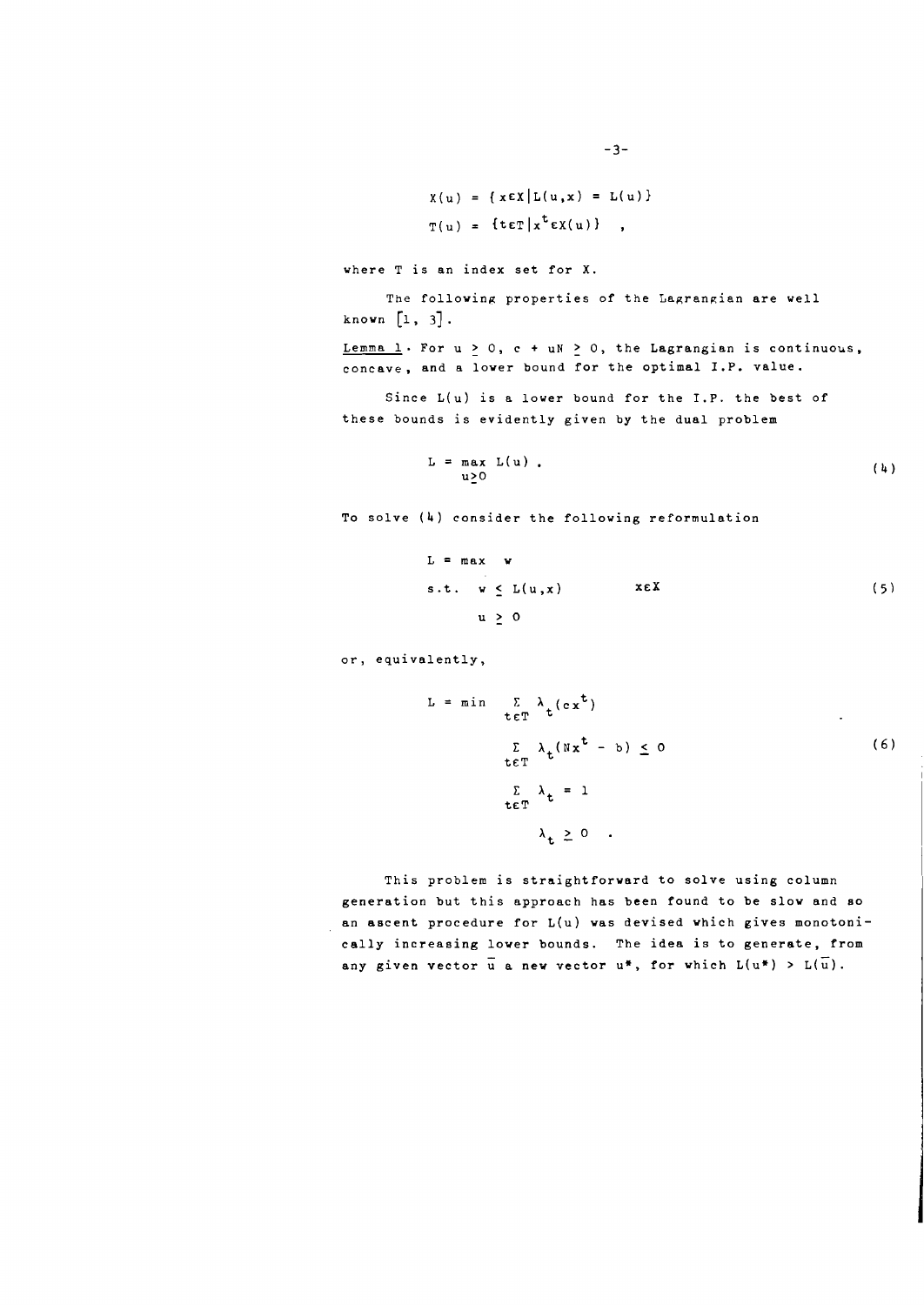$$X(u) = \{x \epsilon X | L(u,x) = L(u)\}$$

$$T(u) = \{t \epsilon T | x^t \epsilon X(u)\} \quad ,$$

where T is an index set for X.

The following properties of the Lagrangian are well known [1, 3].

<u>Lemma 1</u>. For $u \geq 0$, $c + uN \geq 0$, the Lagrangian is continuous, concave, and a lower bound for the optimal I.P. value.

Since $L(u)$ is a lower bound for the I.P. the best of these bounds is evidently given by the dual problem

$$L = \max_{u \geq 0} L(u) \; . \tag{4}$$

To solve (4) consider the following reformulation

$$\begin{aligned} L = \max \quad & w \\ \text{s.t.} \quad & w \leq L(u,x) \qquad x \epsilon X \\ & u \geq 0 \end{aligned} \tag{5}$$

or, equivalently,

$$\begin{aligned} L = \min \quad & \sum_{t \epsilon T} \lambda_t (cx^t) \\ & \sum_{t \epsilon T} \lambda_t (Nx^t - b) \leq 0 \\ & \sum_{t \epsilon T} \lambda_t = 1 \\ & \lambda_t \geq 0 \quad . \end{aligned} \tag{6}$$

This problem is straightforward to solve using column generation but this approach has been found to be slow and so an ascent procedure for $L(u)$ was devised which gives monotonically increasing lower bounds. The idea is to generate, from any given vector $\bar{u}$ a new vector $u^*$, for which $L(u^*) > L(\bar{u})$.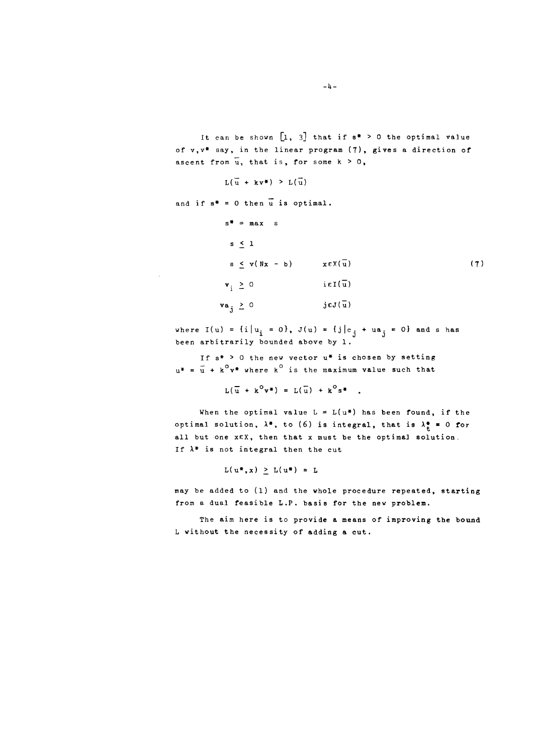It can be shown [1, 3] that if $s^* > 0$ the optimal value of $v, v^*$ say, in the linear program (7), gives a direction of ascent from $\bar{u}$, that is, for some $k > 0$,

$$L(\bar{u} + kv^*) > L(\bar{u})$$

and if $s^* = 0$ then $\bar{u}$ is optimal.

$$
\begin{array}{lll}
s^* = \max \; s & & \\
s \leq 1 & & \\
s \leq v(Nx - b) & x \epsilon X(\bar{u}) & \\
v_i \geq 0 & i \epsilon I(\bar{u}) & \\
va_j \geq 0 & j \epsilon J(\bar{u}) &
\end{array}
\qquad (7)
$$

where $I(u) = \{i | u_i = 0\}$, $J(u) = \{j | c_j + ua_j = 0\}$ and $s$ has been arbitrarily bounded above by 1.

If $s^* > 0$ the new vector $u^*$ is chosen by setting $u^* = \bar{u} + k^o v^*$ where $k^o$ is the maximum value such that

$$L(\bar{u} + k^o v^*) = L(\bar{u}) + k^o s^* \quad .$$

When the optimal value $L = L(u^*)$ has been found, if the optimal solution, $\lambda^*$, to (6) is integral, that is $\lambda_t^* = 0$ for all but one $x \epsilon X$, then that $x$ must be the optimal solution. If $\lambda^*$ is not integral then the cut

$$L(u^*, x) \geq L(u^*) = L$$

may be added to (1) and the whole procedure repeated, starting from a dual feasible L.P. basis for the new problem.

The aim here is to provide a means of improving the bound $L$ without the necessity of adding a cut.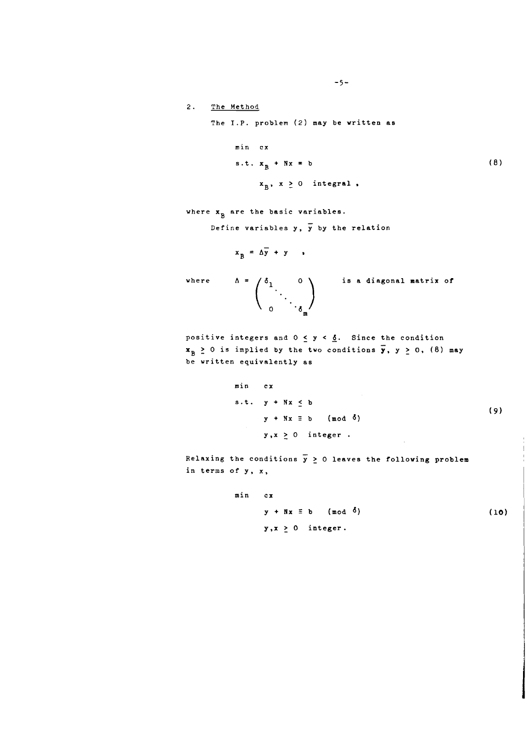## 2. The Method

The I.P. problem (2) may be written as

$$\begin{aligned} &\min \quad cx \\ &\text{s.t. } x_B + Nx = b \\ &\qquad x_B,\ x \geq 0 \ \text{ integral}, \end{aligned} \tag{8}$$

where $x_B$ are the basic variables.

Define variables $y$, $\bar{y}$ by the relation

$$x_B = \Delta\bar{y} + y \quad ,$$

where $\Delta = \begin{pmatrix} \delta_1 & & 0 \\ & \ddots & \\ 0 & & \delta_m \end{pmatrix}$ is a diagonal matrix of positive integers and $0 \leq y < \underline{\delta}$. Since the condition $x_B \geq 0$ is implied by the two conditions $\bar{y}$, $y \geq 0$, (8) may be written equivalently as

$$\begin{aligned} &\min \quad cx \\ &\text{s.t. } \ y + Nx \leq b \\ &\qquad y + Nx \equiv b \pmod{\delta} \\ &\qquad y, x \geq 0 \ \text{ integer}. \end{aligned} \tag{9}$$

Relaxing the conditions $\bar{y} \geq 0$ leaves the following problem in terms of $y$, $x$,

$$\begin{aligned} &\min \quad cx \\ &\qquad y + Nx \equiv b \pmod{\delta} \\ &\qquad y, x \geq 0 \ \text{ integer}. \end{aligned} \tag{10}$$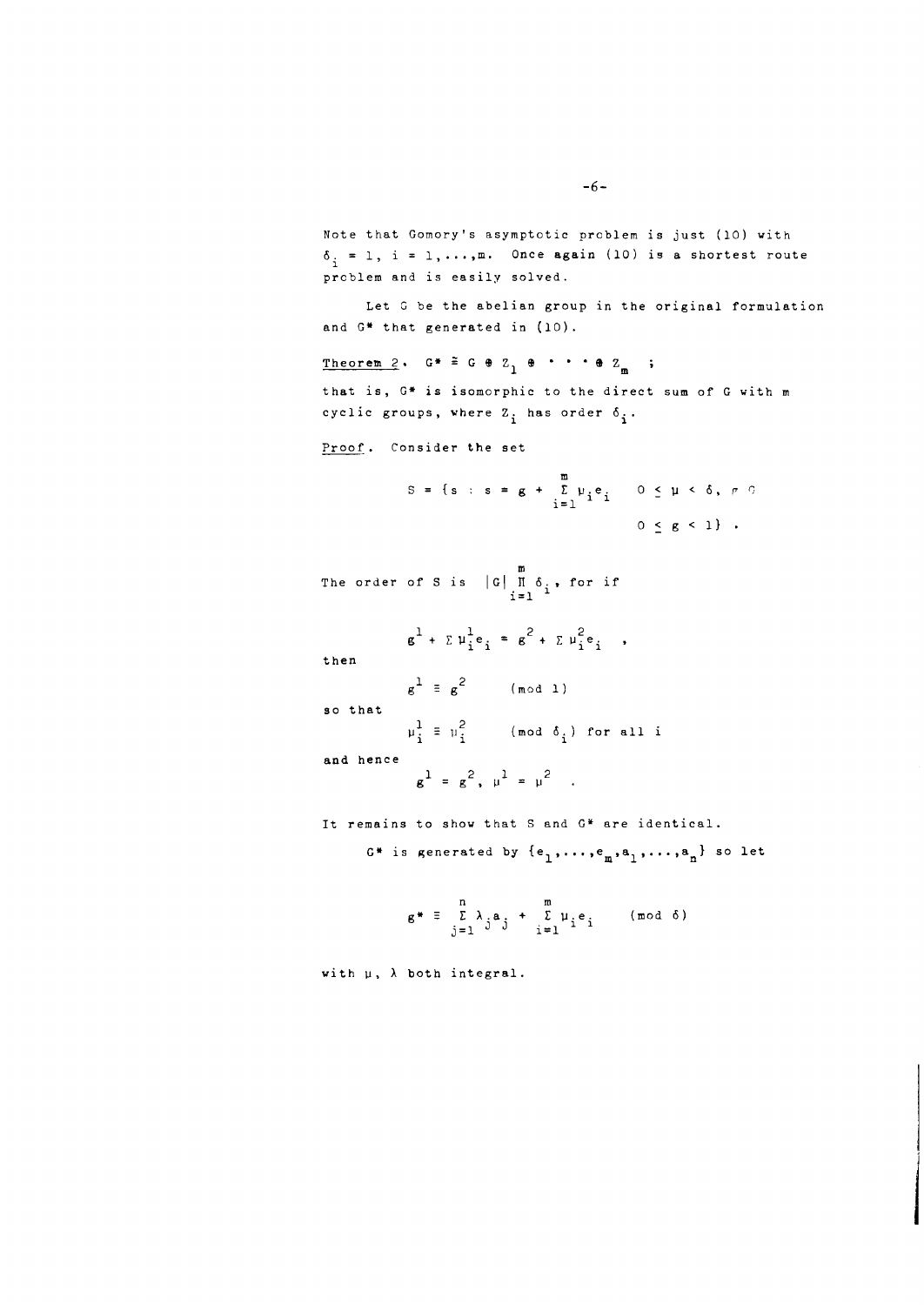Note that Gomory's asymptotic problem is just (10) with $\delta_i = 1$, $i = 1,\ldots,m$. Once again (10) is a shortest route problem and is easily solved.

Let G be the abelian group in the original formulation and G* that generated in (10).

Theorem 2. $G^* \cong G \oplus Z_1 \oplus \cdots \oplus Z_m$ ;

that is, G* is isomorphic to the direct sum of G with m cyclic groups, where $Z_i$ has order $\delta_i$.

Proof. Consider the set

$$S = \{s : s = g + \sum_{i=1}^{m} \mu_i e_i \quad 0 \leq \mu < \delta, \ g \in G$$
$$0 \leq g < 1\} .$$

The order of S is $|G| \prod_{i=1}^{m} \delta_i$, for if

$$g^1 + \Sigma \mu_i^1 e_i = g^2 + \Sigma \mu_i^2 e_i \quad ,$$

then

$$g^1 \equiv g^2 \qquad (\text{mod } 1)$$

so that

$$\mu_i^1 \equiv \mu_i^2 \qquad (\text{mod } \delta_i) \text{ for all } i$$

and hence

$$g^1 = g^2, \ \mu^1 = \mu^2 \quad .$$

It remains to show that S and G* are identical.

G* is generated by $\{e_1,\ldots,e_m,a_1,\ldots,a_n\}$ so let

$$g^* \equiv \sum_{j=1}^{n} \lambda_j a_j + \sum_{i=1}^{m} \mu_i e_i \qquad (\text{mod } \delta)$$

with $\mu$, $\lambda$ both integral.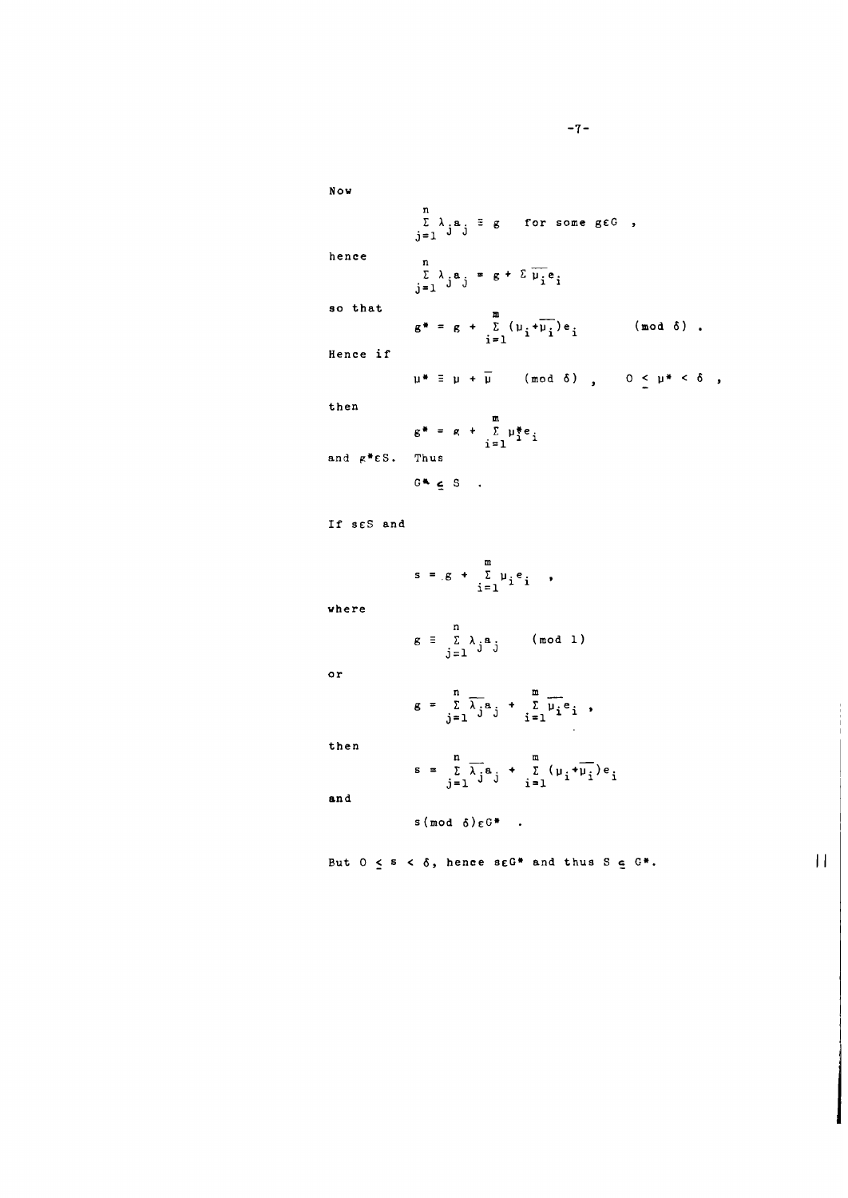Now

$$\sum_{j=1}^{n} \lambda_j a_j \equiv g \quad \text{for some } g \epsilon G \ ,$$

hence

$$\sum_{j=1}^{n} \lambda_j a_j = g + \Sigma \overline{\mu_i} e_i$$

so that

$$g^* = g + \sum_{i=1}^{m} (\mu_i + \overline{\mu_i}) e_i \qquad (\text{mod } \delta) \ .$$

Hence if

$$\mu^* \equiv \mu + \overline{\mu} \quad (\text{mod } \delta) \ , \quad 0 \leq \mu^* < \delta \ ,$$

then

$$g^* = g + \sum_{i=1}^{m} \mu_i^* e_i$$

and $g^* \epsilon S$. Thus

$$G^* \subseteq S \ .$$

If $s \epsilon S$ and

$$s = g + \sum_{i=1}^{m} \mu_i e_i \ ,$$

where

$$g \equiv \sum_{j=1}^{n} \lambda_j a_j \qquad (\text{mod } 1)$$

or

$$g = \sum_{j=1}^{n} \overline{\lambda_j} a_j + \sum_{i=1}^{m} \overline{\mu_i} e_i \ ,$$

then

$$s = \sum_{j=1}^{n} \overline{\lambda_j} a_j + \sum_{i=1}^{m} (\mu_i + \overline{\mu_i}) e_i$$

and

$$s (\text{mod } \delta) \epsilon G^* \ .$$

But $0 \leq s < \delta$, hence $s \epsilon G^*$ and thus $S \subseteq G^*$. ||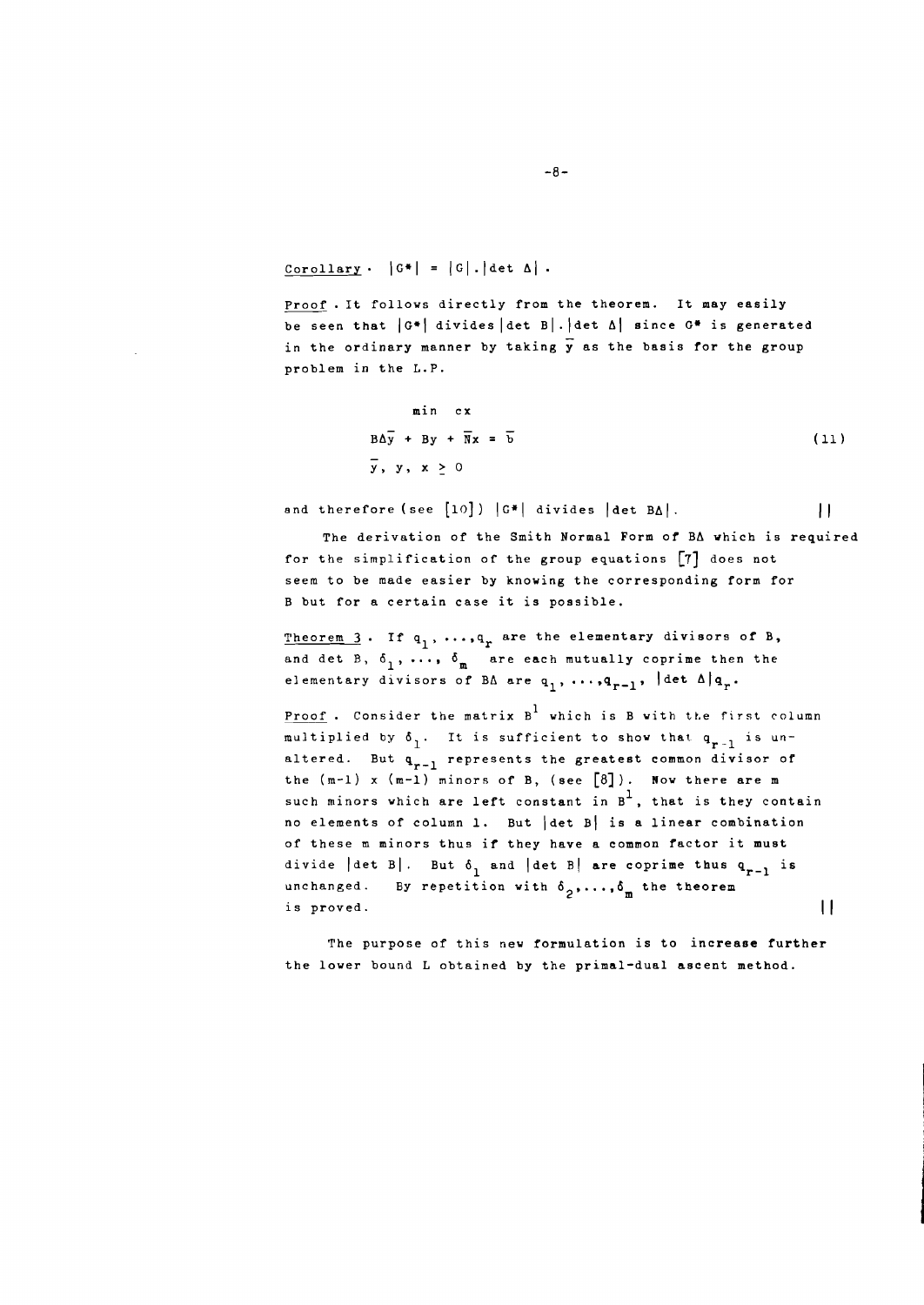Corollary. $|G^*| = |G|.|\det \Delta|$.

Proof. It follows directly from the theorem. It may easily be seen that $|G^*|$ divides $|\det B|.|\det \Delta|$ since $G^*$ is generated in the ordinary manner by taking $\bar{y}$ as the basis for the group problem in the L.P.

$$\begin{aligned} &\min \; cx \\ &B\Delta\bar{y} + By + \bar{N}x = \bar{b} \\ &\bar{y},\, y,\, x \geq 0 \end{aligned} \tag{11}$$

and therefore (see [10]) $|G^*|$ divides $|\det B\Delta|$. ||

The derivation of the Smith Normal Form of $B\Delta$ which is required for the simplification of the group equations [7] does not seem to be made easier by knowing the corresponding form for $B$ but for a certain case it is possible.

Theorem 3. If $q_1, \ldots, q_r$ are the elementary divisors of $B$, and $\det B$, $\delta_1, \ldots, \delta_m$ are each mutually coprime then the elementary divisors of $B\Delta$ are $q_1, \ldots, q_{r-1}$, $|\det \Delta| q_r$.

Proof. Consider the matrix $B^1$ which is $B$ with the first column multiplied by $\delta_1$. It is sufficient to show that $q_{r-1}$ is unaltered. But $q_{r-1}$ represents the greatest common divisor of the $(m-1) \times (m-1)$ minors of $B$, (see [8]). Now there are $m$ such minors which are left constant in $B^1$, that is they contain no elements of column 1. But $|\det B|$ is a linear combination of these $m$ minors thus if they have a common factor it must divide $|\det B|$. But $\delta_1$ and $|\det B|$ are coprime thus $q_{r-1}$ is unchanged. By repetition with $\delta_2, \ldots, \delta_m$ the theorem is proved. ||

The purpose of this new formulation is to increase further the lower bound $L$ obtained by the primal-dual ascent method.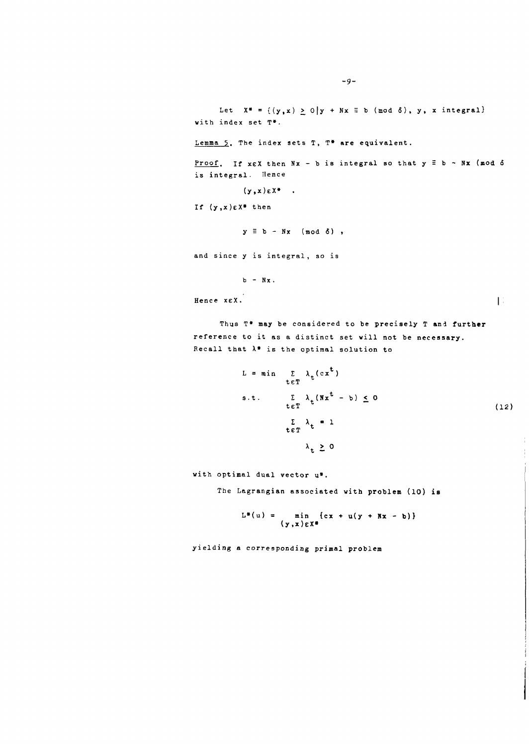Let $X^* = \{(y,x) \geq 0 | y + Nx \equiv b \pmod{\delta},\ y,\ x \text{ integral}\}$ with index set $T^*$.

Lemma 5. The index sets $T$, $T^*$ are equivalent.

Proof. If $x \in X$ then $Nx - b$ is integral so that $y \equiv b - Nx \pmod{\delta}$ is integral. Hence

$$(y,x) \in X^* \quad .$$

If $(y,x) \in X^*$ then

$$y \equiv b - Nx \pmod{\delta} \ ,$$

and since $y$ is integral, so is

$$b - Nx .$$

Hence $x \in X$. ∎

Thus $T^*$ may be considered to be precisely $T$ and further reference to it as a distinct set will not be necessary. Recall that $\lambda^*$ is the optimal solution to

$$\begin{aligned} L = \min \quad & \sum_{t \in T} \lambda_t (cx^t) \\ \text{s.t.} \quad & \sum_{t \in T} \lambda_t (Nx^t - b) \leq 0 \\ & \sum_{t \in T} \lambda_t = 1 \\ & \lambda_t \geq 0 \end{aligned} \tag{12}$$

with optimal dual vector $u^*$.

The Lagrangian associated with problem (10) is

$$L^*(u) = \min_{(y,x) \in X^*} \{cx + u(y + Nx - b)\}$$

yielding a corresponding primal problem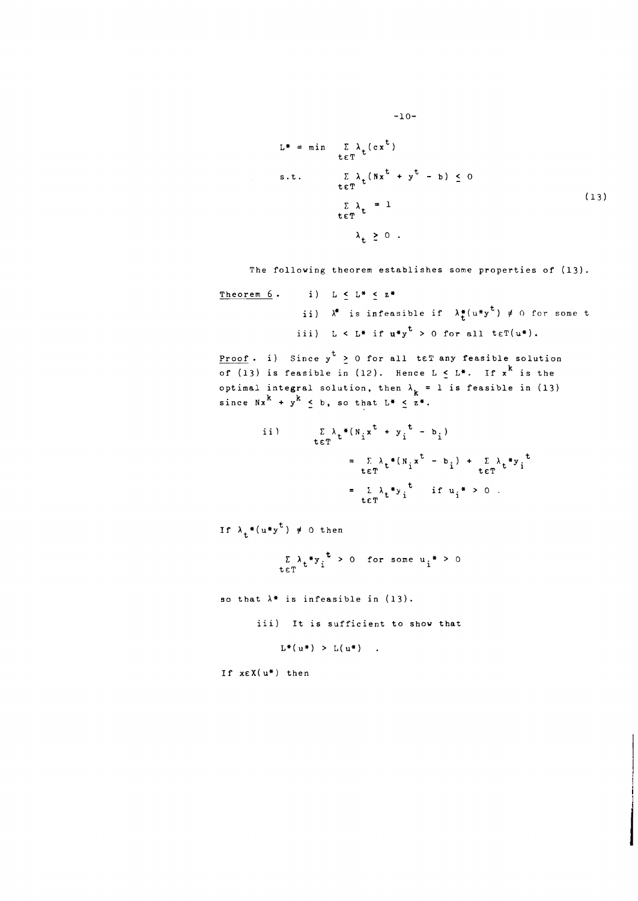$$
\begin{aligned}
L^* = \min \quad & \sum_{t \in T} \lambda_t (cx^t) \\
\text{s.t.} \quad & \sum_{t \in T} \lambda_t (Nx^t + y^t - b) \leq 0 \\
& \sum_{t \in T} \lambda_t = 1 \\
& \lambda_t \geq 0 \; .
\end{aligned}
\tag{13}
$$

The following theorem establishes some properties of (13).

Theorem 6.  i) $L \leq L^* \leq z^*$

ii) $\lambda^*$ is infeasible if $\lambda_t^*(u^*y^t) \neq 0$ for some t

iii) $L < L^*$ if $u^*y^t > 0$ for all $t \epsilon T(u^*)$.

Proof. i) Since $y^t \geq 0$ for all $t \epsilon T$ any feasible solution of (13) is feasible in (12). Hence $L \leq L^*$. If $x^k$ is the optimal integral solution, then $\lambda_k = 1$ is feasible in (13) since $Nx^k + y^k \leq b$, so that $L^* \leq z^*$.

ii)

$$
\begin{aligned}
\sum_{t \epsilon T} \lambda_t^* (N_i x^t + y_i^t - b_i) &= \sum_{t \epsilon T} \lambda_t^* (N_i x^t - b_i) + \sum_{t \epsilon T} \lambda_t^* y_i^t \\
&= \sum_{t \epsilon T} \lambda_t^* y_i^t \quad \text{if } u_i^* > 0 \; .
\end{aligned}
$$

If $\lambda_t^*(u^*y^t) \neq 0$ then

$$
\sum_{t \epsilon T} \lambda_t^* y_i^t > 0 \quad \text{for some } u_i^* > 0
$$

so that $\lambda^*$ is infeasible in (13).

iii) It is sufficient to show that

$$
L^*(u^*) > L(u^*) \quad .
$$

If $x \epsilon X(u^*)$ then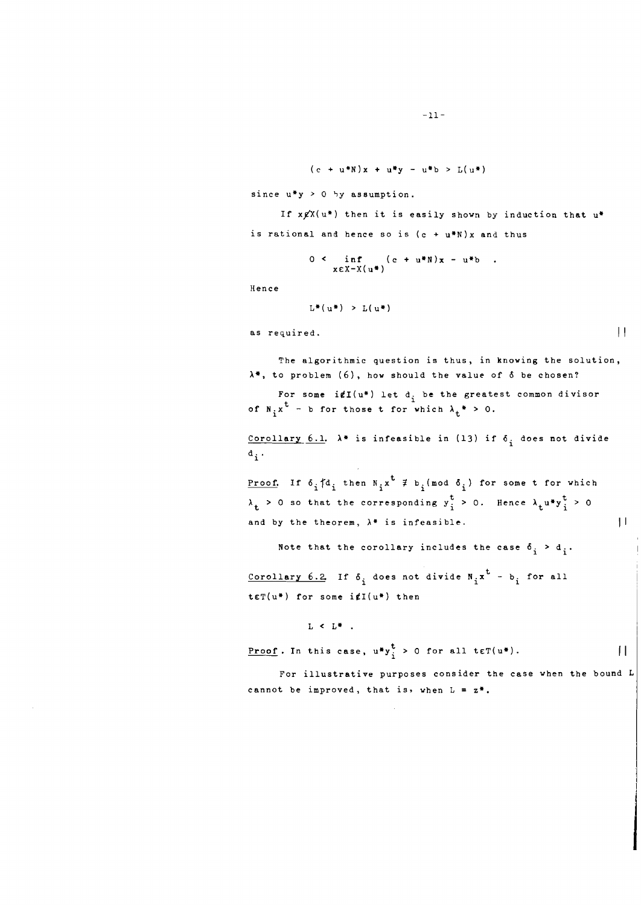$$(c + u^*N)x + u^*y - u^*b > L(u^*)$$

since $u^*y > 0$ by assumption.

If $x \notin X(u^*)$ then it is easily shown by induction that $u^*$ is rational and hence so is $(c + u^*N)x$ and thus

$$0 < \inf_{x \in X - X(u^*)} (c + u^*N)x - u^*b \ .$$

Hence

$$L^*(u^*) > L(u^*)$$

as required. ||

The algorithmic question is thus, in knowing the solution, $\lambda^*$, to problem (6), how should the value of $\delta$ be chosen?

For some $i \notin I(u^*)$ let $d_i$ be the greatest common divisor of $N_i x^t - b$ for those t for which $\lambda_t^* > 0$.

Corollary 6.1. $\lambda^*$ is infeasible in (13) if $\delta_i$ does not divide $d_i$.

Proof. If $\delta_i \nmid d_i$ then $N_i x^t \not\equiv b_i (\text{mod } \delta_i)$ for some t for which $\lambda_t > 0$ so that the corresponding $y_i^t > 0$. Hence $\lambda_t u^* y_i^t > 0$ and by the theorem, $\lambda^*$ is infeasible. ||

Note that the corollary includes the case $\delta_i > d_i$.

Corollary 6.2. If $\delta_i$ does not divide $N_i x^t - b_i$ for all $t \in T(u^*)$ for some $i \notin I(u^*)$ then

$$L < L^* \ .$$

Proof. In this case, $u^* y_i^t > 0$ for all $t \in T(u^*)$. ||

For illustrative purposes consider the case when the bound L cannot be improved, that is, when $L = z^*$.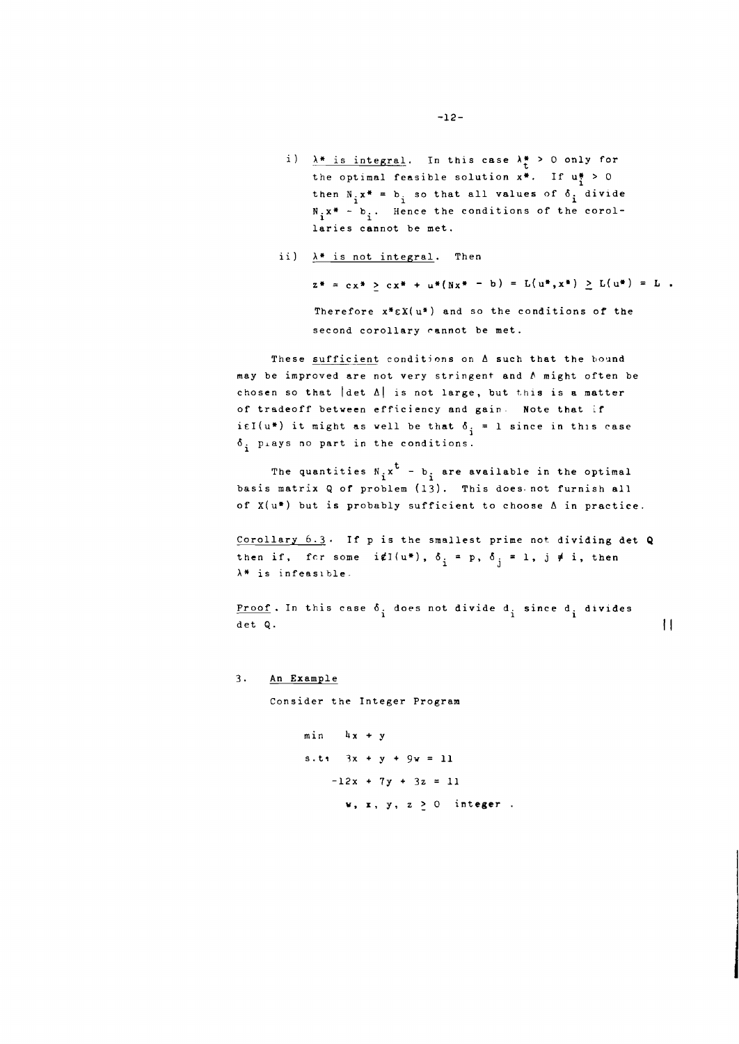i) $\lambda^*$ is integral. In this case $\lambda^*_t > 0$ only for the optimal feasible solution $x^*$. If $u^*_i > 0$ then $N_i x^* = b_i$ so that all values of $\delta_i$ divide $N_i x^* - b_i$. Hence the conditions of the corollaries cannot be met.

ii) $\lambda^*$ is not integral. Then

$$z^* = cx^* \geq cx^* + u^*(Nx^* - b) = L(u^*,x^*) \geq L(u^*) = L .$$

Therefore $x^* \varepsilon X(u^*)$ and so the conditions of the second corollary cannot be met.

These sufficient conditions on $\Delta$ such that the bound may be improved are not very stringent and $\Delta$ might often be chosen so that $|\det \Delta|$ is not large, but this is a matter of tradeoff between efficiency and gain. Note that if $i \varepsilon I(u^*)$ it might as well be that $\delta_i = 1$ since in this case $\delta_i$ plays no part in the conditions.

The quantities $N_i x^t - b_i$ are available in the optimal basis matrix Q of problem (13). This does not furnish all of $X(u^*)$ but is probably sufficient to choose $\Delta$ in practice.

Corollary 6.3. If p is the smallest prime not dividing det **Q** then if, for some $i \notin I(u^*)$, $\delta_i = p$, $\delta_j = 1$, $j \neq i$, then $\lambda^*$ is infeasible.

Proof. In this case $\delta_i$ does not divide $d_i$ since $d_i$ divides det Q. ||

## 3. An Example

Consider the Integer Program

$$\begin{aligned}
\min \quad & 4x + y \\
\text{s.t.} \quad & 3x + y + 9w = 11 \\
& -12x + 7y + 3z = 11 \\
& w, x, y, z \geq 0 \text{ integer} .
\end{aligned}$$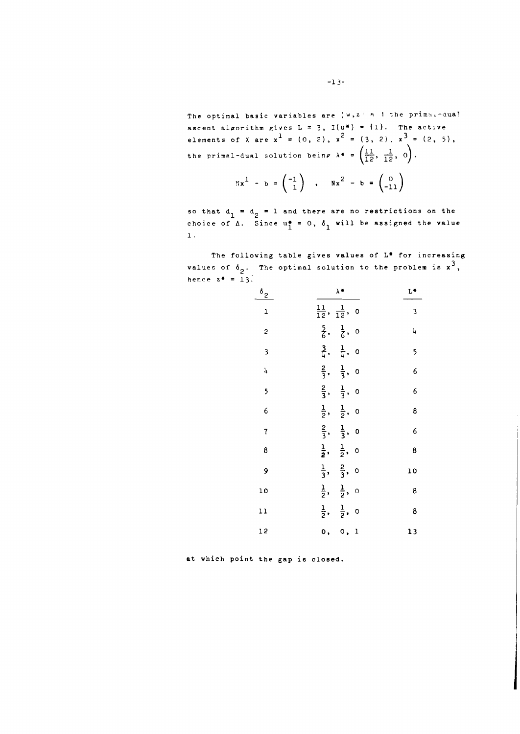The optimal basic variables are (w,z' a l the primal-dual ascent algorithm gives $L = 3$, $I(u^*) = \{1\}$. The active elements of X are $x^1 = (0, 2)$, $x^2 = (3, 2)$, $x^3 = (2, 5)$, the primal-dual solution being $\lambda^* = \left(\frac{11}{12}, \frac{1}{12}, 0\right)$.

$$Nx^1 - b = \begin{pmatrix} -1 \\ 1 \end{pmatrix} \quad , \quad Nx^2 - b = \begin{pmatrix} 0 \\ -11 \end{pmatrix}$$

so that $d_1 = d_2 = 1$ and there are no restrictions on the choice of $\Delta$. Since $u_1^* = 0$, $\delta_1$ will be assigned the value 1.

The following table gives values of $L^*$ for increasing values of $\delta_2$. The optimal solution to the problem is $x^3$, hence $z^* = 13$.

| $\delta_2$ | $\lambda^*$ | $L^*$ |
|---|---|---|
| 1 | $\frac{11}{12}, \frac{1}{12}, 0$ | 3 |
| 2 | $\frac{5}{6}, \frac{1}{6}, 0$ | 4 |
| 3 | $\frac{3}{4}, \frac{1}{4}, 0$ | 5 |
| 4 | $\frac{2}{3}, \frac{1}{3}, 0$ | 6 |
| 5 | $\frac{2}{3}, \frac{1}{3}, 0$ | 6 |
| 6 | $\frac{1}{2}, \frac{1}{2}, 0$ | 8 |
| 7 | $\frac{2}{3}, \frac{1}{3}, 0$ | 6 |
| 8 | $\frac{1}{2}, \frac{1}{2}, 0$ | 8 |
| 9 | $\frac{1}{3}, \frac{2}{3}, 0$ | 10 |
| 10 | $\frac{1}{2}, \frac{1}{2}, 0$ | 8 |
| 11 | $\frac{1}{2}, \frac{1}{2}, 0$ | 8 |
| 12 | $0, 0, 1$ | 13 |

at which point the gap is closed.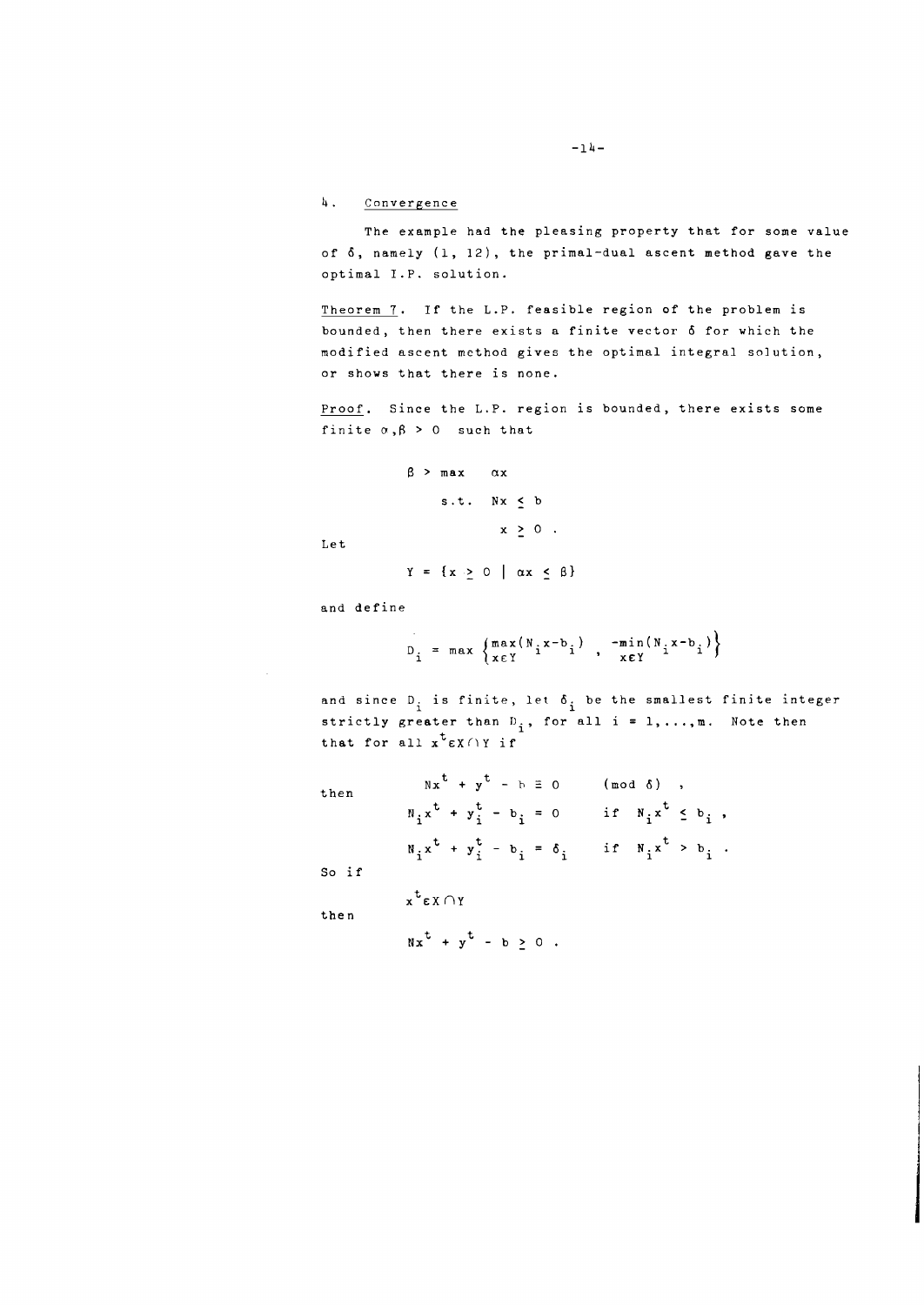## 4. Convergence

The example had the pleasing property that for some value of $\delta$, namely (1, 12), the primal-dual ascent method gave the optimal I.P. solution.

Theorem 7. If the L.P. feasible region of the problem is bounded, then there exists a finite vector $\delta$ for which the modified ascent method gives the optimal integral solution, or shows that there is none.

Proof. Since the L.P. region is bounded, there exists some finite $\alpha, \beta > 0$ such that

$$\begin{aligned} \beta > \max \quad & \alpha x \\ \text{s.t.} \quad & Nx \leq b \\ & x \geq 0 \; . \end{aligned}$$

Let

$$Y = \{x \geq 0 \mid \alpha x \leq \beta\}$$

and define

$$D_i = \max \left\{ \max_{x \epsilon Y} (N_i x - b_i) \; , \; -\min_{x \epsilon Y} (N_i x - b_i) \right\}$$

and since $D_i$ is finite, let $\delta_i$ be the smallest finite integer strictly greater than $D_i$, for all $i = 1, \ldots, m$. Note then that for all $x^t \epsilon X \cap Y$ if

$$Nx^t + y^t - b \equiv 0 \qquad (\text{mod } \delta) \; ,$$

then

$$N_i x^t + y_i^t - b_i = 0 \qquad \text{if} \quad N_i x^t \leq b_i \; ,$$

$$N_i x^t + y_i^t - b_i = \delta_i \qquad \text{if} \quad N_i x^t > b_i \; .$$

So if

$$x^t \epsilon X \cap Y$$

then

$$Nx^t + y^t - b \geq 0 \; .$$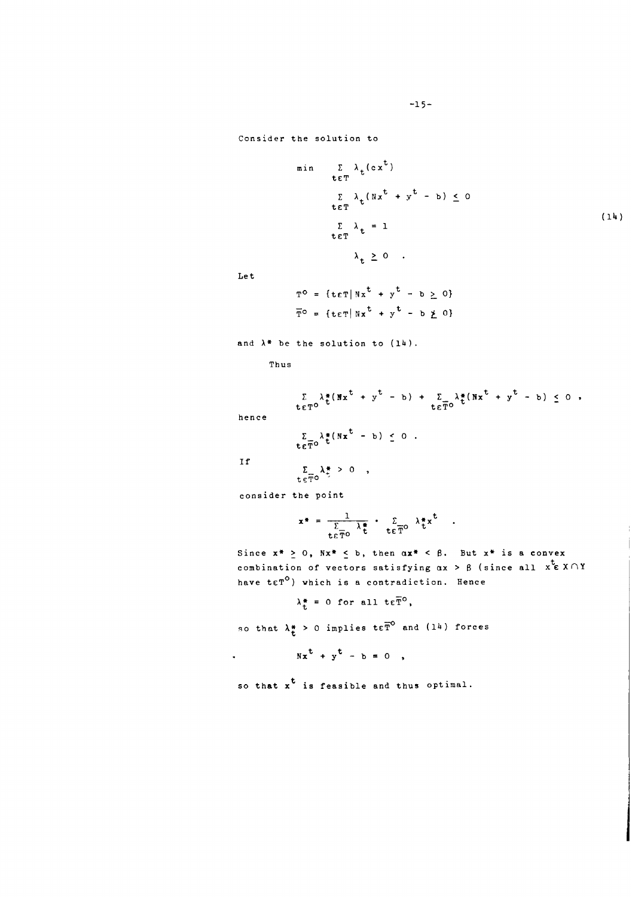Consider the solution to

$$\begin{aligned}
\min \quad & \sum_{t\in T} \lambda_t (cx^t) \\
& \sum_{t\in T} \lambda_t (Nx^t + y^t - b) \leq 0 \\
& \sum_{t\in T} \lambda_t = 1 \\
& \lambda_t \geq 0 \quad .
\end{aligned} \tag{14}$$

Let

$$T^o = \{t\in T | Nx^t + y^t - b \geq 0\}$$

$$\overline{T}^o = \{t\in T | Nx^t + y^t - b \ngeq 0\}$$

and $\lambda^*$ be the solution to (14).

Thus

$$\sum_{t\in T^o} \lambda_t^* (Nx^t + y^t - b) + \sum_{t\in \overline{T}^o} \lambda_t^* (Nx^t + y^t - b) \leq 0 \ ,$$

hence

$$\sum_{t\in \overline{T}^o} \lambda_t^* (Nx^t - b) \leq 0 \ .$$

If

$$\sum_{t\in \overline{T}^o} \lambda_t^* > 0 \ ,$$

consider the point

$$x^* = \frac{1}{\sum_{t\in \overline{T}^o} \lambda_t^*} \cdot \sum_{t\in \overline{T}^o} \lambda_t^* x^t \quad .$$

Since $x^* \geq 0$, $Nx^* \leq b$, then $\alpha x^* < \beta$. But $x^*$ is a convex combination of vectors satisfying $\alpha x > \beta$ (since all $x^t \in X \cap Y$ have $t \in T^o$) which is a contradiction. Hence

$$\lambda_t^* = 0 \text{ for all } t \in \overline{T}^o,$$

so that $\lambda_t^* > 0$ implies $t \in \overline{T}^o$ and (14) forces

$$Nx^t + y^t - b = 0 \ ,$$

so that $x^t$ is feasible and thus optimal.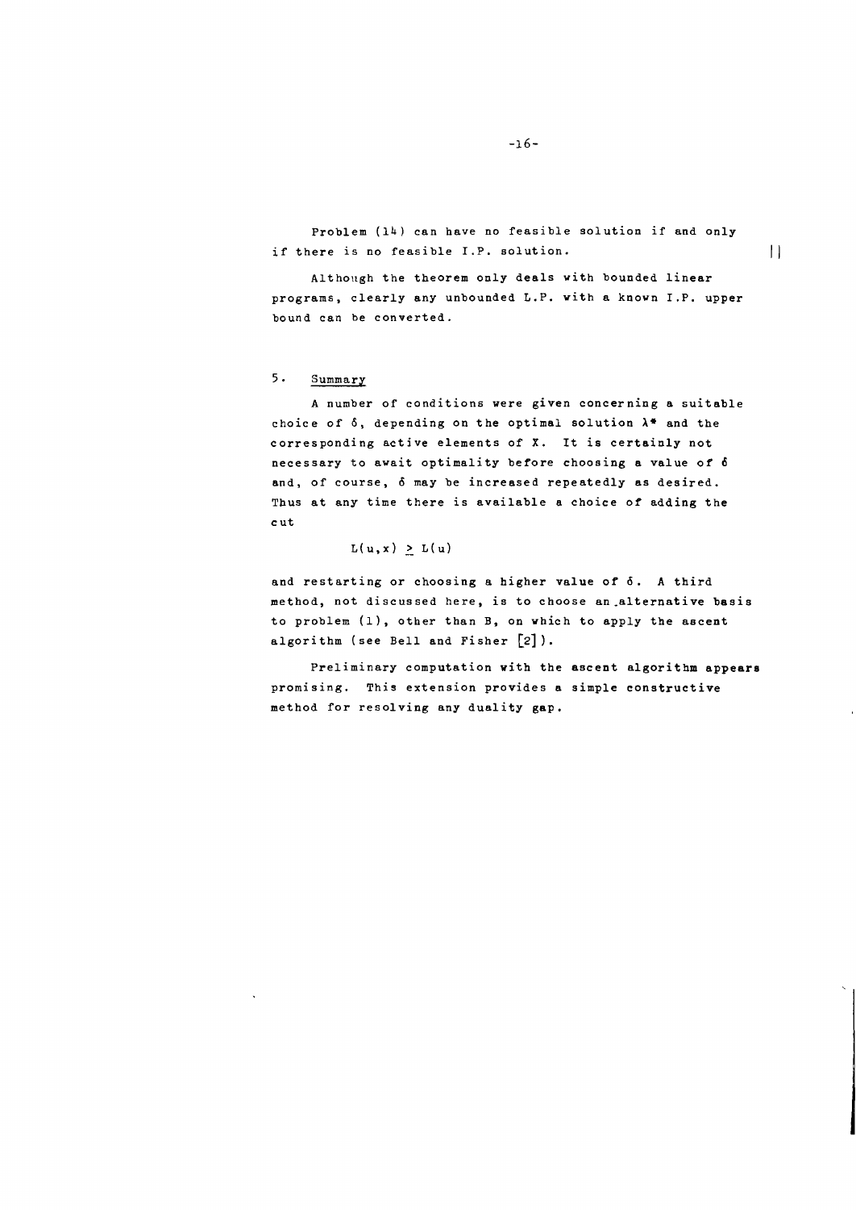Problem (14) can have no feasible solution if and only if there is no feasible I.P. solution. ||

Although the theorem only deals with bounded linear programs, clearly any unbounded L.P. with a known I.P. upper bound can be converted.

## 5. Summary

A number of conditions were given concerning a suitable choice of $\delta$, depending on the optimal solution $\lambda^*$ and the corresponding active elements of X. It is certainly not necessary to await optimality before choosing a value of $\delta$ and, of course, $\delta$ may be increased repeatedly as desired. Thus at any time there is available a choice of adding the cut

$$L(u,x) \geq L(u)$$

and restarting or choosing a higher value of $\delta$. A third method, not discussed here, is to choose an alternative basis to problem (1), other than B, on which to apply the ascent algorithm (see Bell and Fisher [2]).

Preliminary computation with the ascent algorithm appears promising. This extension provides a simple constructive method for resolving any duality gap.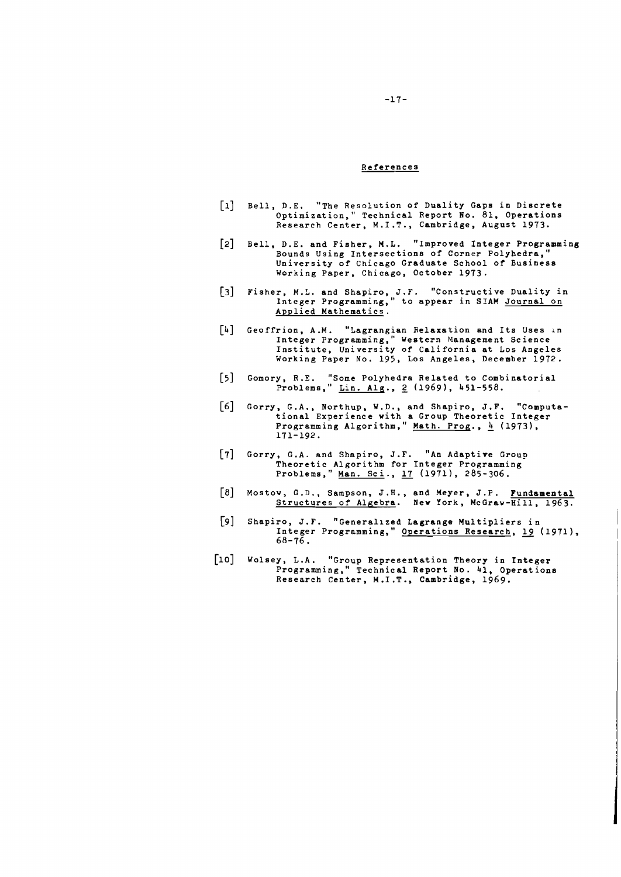## References

[1] Bell, D.E. "The Resolution of Duality Gaps in Discrete Optimization," Technical Report No. 81, Operations Research Center, M.I.T., Cambridge, August 1973.

[2] Bell, D.E. and Fisher, M.L. "Improved Integer Programming Bounds Using Intersections of Corner Polyhedra," University of Chicago Graduate School of Business Working Paper, Chicago, October 1973.

[3] Fisher, M.L. and Shapiro, J.F. "Constructive Duality in Integer Programming," to appear in SIAM Journal on Applied Mathematics.

[4] Geoffrion, A.M. "Lagrangian Relaxation and Its Uses in Integer Programming," Western Management Science Institute, University of California at Los Angeles Working Paper No. 195, Los Angeles, December 1972.

[5] Gomory, R.E. "Some Polyhedra Related to Combinatorial Problems," Lin. Alg., 2 (1969), 451-558.

[6] Gorry, G.A., Northup, W.D., and Shapiro, J.F. "Computational Experience with a Group Theoretic Integer Programming Algorithm," Math. Prog., 4 (1973), 171-192.

[7] Gorry, G.A. and Shapiro, J.F. "An Adaptive Group Theoretic Algorithm for Integer Programming Problems," Man. Sci., 17 (1971), 285-306.

[8] Mostow, G.D., Sampson, J.H., and Meyer, J.P. Fundamental Structures of Algebra. New York, McGraw-Hill, 1963.

[9] Shapiro, J.F. "Generalized Lagrange Multipliers in Integer Programming," Operations Research, 19 (1971), 68-76.

[10] Wolsey, L.A. "Group Representation Theory in Integer Programming," Technical Report No. 41, Operations Research Center, M.I.T., Cambridge, 1969.